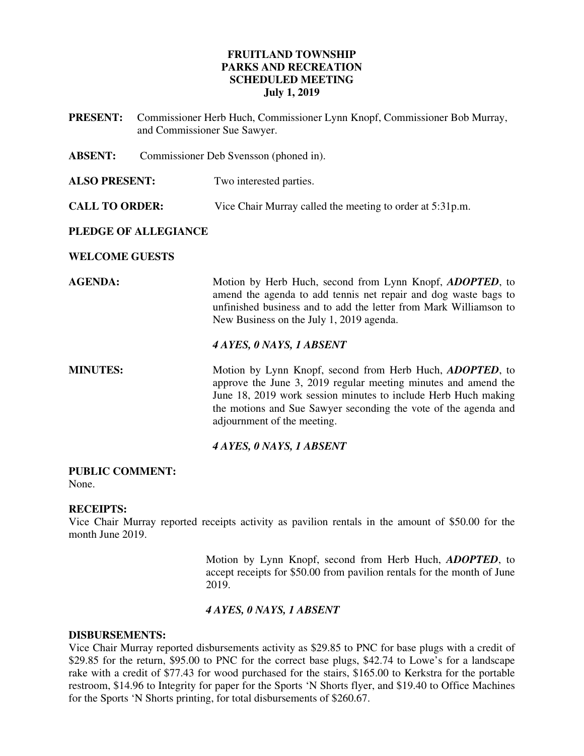# FRUITLAND TOWNSHIP
# PARKS AND RECREATION
# SCHEDULED MEETING
# July 1, 2019

**PRESENT:** Commissioner Herb Huch, Commissioner Lynn Knopf, Commissioner Bob Murray, and Commissioner Sue Sawyer.

**ABSENT:** Commissioner Deb Svensson (phoned in).

**ALSO PRESENT:** Two interested parties.

**CALL TO ORDER:** Vice Chair Murray called the meeting to order at 5:31p.m.

**PLEDGE OF ALLEGIANCE**

**WELCOME GUESTS**

**AGENDA:** Motion by Herb Huch, second from Lynn Knopf, ***ADOPTED***, to amend the agenda to add tennis net repair and dog waste bags to unfinished business and to add the letter from Mark Williamson to New Business on the July 1, 2019 agenda.

***4 AYES, 0 NAYS, 1 ABSENT***

**MINUTES:** Motion by Lynn Knopf, second from Herb Huch, ***ADOPTED***, to approve the June 3, 2019 regular meeting minutes and amend the June 18, 2019 work session minutes to include Herb Huch making the motions and Sue Sawyer seconding the vote of the agenda and adjournment of the meeting.

***4 AYES, 0 NAYS, 1 ABSENT***

**PUBLIC COMMENT:**
None.

**RECEIPTS:**
Vice Chair Murray reported receipts activity as pavilion rentals in the amount of $50.00 for the month June 2019.

Motion by Lynn Knopf, second from Herb Huch, ***ADOPTED***, to accept receipts for $50.00 from pavilion rentals for the month of June 2019.

***4 AYES, 0 NAYS, 1 ABSENT***

**DISBURSEMENTS:**
Vice Chair Murray reported disbursements activity as $29.85 to PNC for base plugs with a credit of $29.85 for the return, $95.00 to PNC for the correct base plugs, $42.74 to Lowe's for a landscape rake with a credit of $77.43 for wood purchased for the stairs, $165.00 to Kerkstra for the portable restroom, $14.96 to Integrity for paper for the Sports 'N Shorts flyer, and $19.40 to Office Machines for the Sports 'N Shorts printing, for total disbursements of $260.67.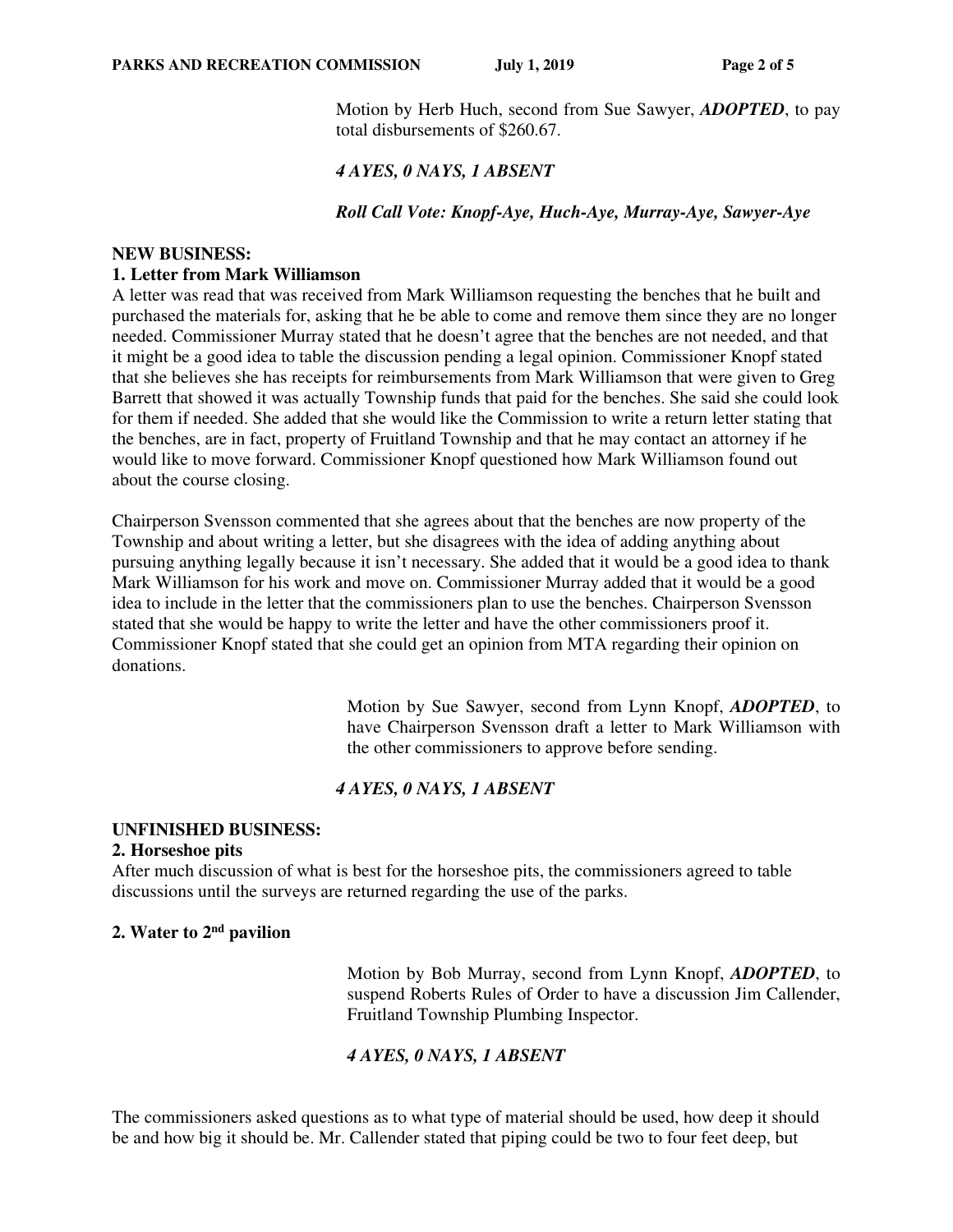Motion by Herb Huch, second from Sue Sawyer, ***ADOPTED***, to pay total disbursements of $260.67.

***4 AYES, 0 NAYS, 1 ABSENT***

***Roll Call Vote: Knopf-Aye, Huch-Aye, Murray-Aye, Sawyer-Aye***

**NEW BUSINESS:**

**1. Letter from Mark Williamson**

A letter was read that was received from Mark Williamson requesting the benches that he built and purchased the materials for, asking that he be able to come and remove them since they are no longer needed. Commissioner Murray stated that he doesn't agree that the benches are not needed, and that it might be a good idea to table the discussion pending a legal opinion. Commissioner Knopf stated that she believes she has receipts for reimbursements from Mark Williamson that were given to Greg Barrett that showed it was actually Township funds that paid for the benches. She said she could look for them if needed. She added that she would like the Commission to write a return letter stating that the benches, are in fact, property of Fruitland Township and that he may contact an attorney if he would like to move forward. Commissioner Knopf questioned how Mark Williamson found out about the course closing.

Chairperson Svensson commented that she agrees about that the benches are now property of the Township and about writing a letter, but she disagrees with the idea of adding anything about pursuing anything legally because it isn't necessary. She added that it would be a good idea to thank Mark Williamson for his work and move on. Commissioner Murray added that it would be a good idea to include in the letter that the commissioners plan to use the benches. Chairperson Svensson stated that she would be happy to write the letter and have the other commissioners proof it. Commissioner Knopf stated that she could get an opinion from MTA regarding their opinion on donations.

Motion by Sue Sawyer, second from Lynn Knopf, ***ADOPTED***, to have Chairperson Svensson draft a letter to Mark Williamson with the other commissioners to approve before sending.

***4 AYES, 0 NAYS, 1 ABSENT***

**UNFINISHED BUSINESS:**

**2. Horseshoe pits**

After much discussion of what is best for the horseshoe pits, the commissioners agreed to table discussions until the surveys are returned regarding the use of the parks.

**2. Water to 2nd pavilion**

Motion by Bob Murray, second from Lynn Knopf, ***ADOPTED***, to suspend Roberts Rules of Order to have a discussion Jim Callender, Fruitland Township Plumbing Inspector.

***4 AYES, 0 NAYS, 1 ABSENT***

The commissioners asked questions as to what type of material should be used, how deep it should be and how big it should be. Mr. Callender stated that piping could be two to four feet deep, but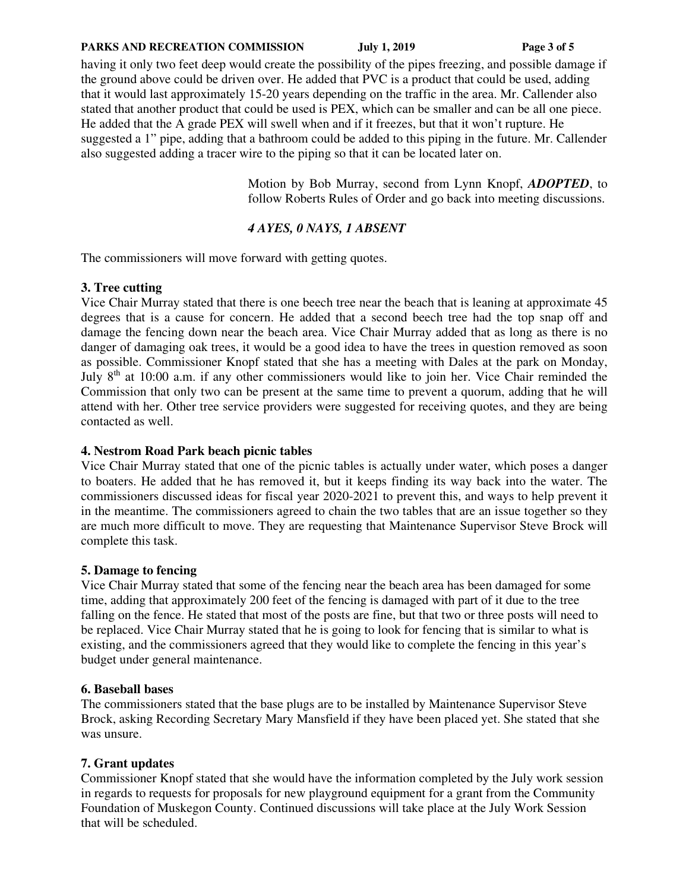having it only two feet deep would create the possibility of the pipes freezing, and possible damage if the ground above could be driven over. He added that PVC is a product that could be used, adding that it would last approximately 15-20 years depending on the traffic in the area. Mr. Callender also stated that another product that could be used is PEX, which can be smaller and can be all one piece. He added that the A grade PEX will swell when and if it freezes, but that it won't rupture. He suggested a 1" pipe, adding that a bathroom could be added to this piping in the future. Mr. Callender also suggested adding a tracer wire to the piping so that it can be located later on.

> Motion by Bob Murray, second from Lynn Knopf, ***ADOPTED***, to follow Roberts Rules of Order and go back into meeting discussions.
>
> ***4 AYES, 0 NAYS, 1 ABSENT***

The commissioners will move forward with getting quotes.

**3. Tree cutting**

Vice Chair Murray stated that there is one beech tree near the beach that is leaning at approximate 45 degrees that is a cause for concern. He added that a second beech tree had the top snap off and damage the fencing down near the beach area. Vice Chair Murray added that as long as there is no danger of damaging oak trees, it would be a good idea to have the trees in question removed as soon as possible. Commissioner Knopf stated that she has a meeting with Dales at the park on Monday, July 8th at 10:00 a.m. if any other commissioners would like to join her. Vice Chair reminded the Commission that only two can be present at the same time to prevent a quorum, adding that he will attend with her. Other tree service providers were suggested for receiving quotes, and they are being contacted as well.

**4. Nestrom Road Park beach picnic tables**

Vice Chair Murray stated that one of the picnic tables is actually under water, which poses a danger to boaters. He added that he has removed it, but it keeps finding its way back into the water. The commissioners discussed ideas for fiscal year 2020-2021 to prevent this, and ways to help prevent it in the meantime. The commissioners agreed to chain the two tables that are an issue together so they are much more difficult to move. They are requesting that Maintenance Supervisor Steve Brock will complete this task.

**5. Damage to fencing**

Vice Chair Murray stated that some of the fencing near the beach area has been damaged for some time, adding that approximately 200 feet of the fencing is damaged with part of it due to the tree falling on the fence. He stated that most of the posts are fine, but that two or three posts will need to be replaced. Vice Chair Murray stated that he is going to look for fencing that is similar to what is existing, and the commissioners agreed that they would like to complete the fencing in this year's budget under general maintenance.

**6. Baseball bases**

The commissioners stated that the base plugs are to be installed by Maintenance Supervisor Steve Brock, asking Recording Secretary Mary Mansfield if they have been placed yet. She stated that she was unsure.

**7. Grant updates**

Commissioner Knopf stated that she would have the information completed by the July work session in regards to requests for proposals for new playground equipment for a grant from the Community Foundation of Muskegon County. Continued discussions will take place at the July Work Session that will be scheduled.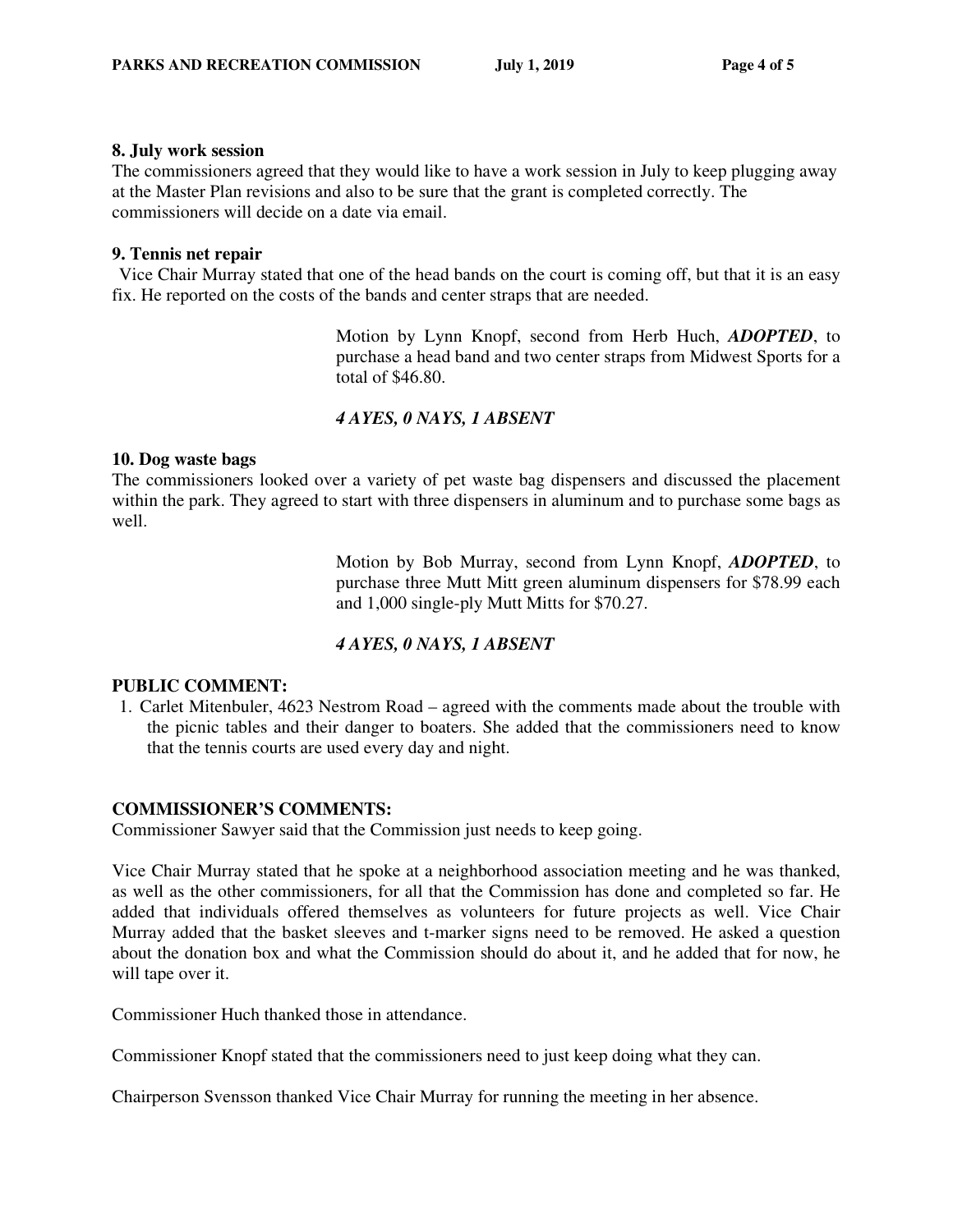### 8. July work session

The commissioners agreed that they would like to have a work session in July to keep plugging away at the Master Plan revisions and also to be sure that the grant is completed correctly. The commissioners will decide on a date via email.

### 9. Tennis net repair

Vice Chair Murray stated that one of the head bands on the court is coming off, but that it is an easy fix. He reported on the costs of the bands and center straps that are needed.

> Motion by Lynn Knopf, second from Herb Huch, ***ADOPTED***, to purchase a head band and two center straps from Midwest Sports for a total of $46.80.
>
> ***4 AYES, 0 NAYS, 1 ABSENT***

### 10. Dog waste bags

The commissioners looked over a variety of pet waste bag dispensers and discussed the placement within the park. They agreed to start with three dispensers in aluminum and to purchase some bags as well.

> Motion by Bob Murray, second from Lynn Knopf, ***ADOPTED***, to purchase three Mutt Mitt green aluminum dispensers for $78.99 each and 1,000 single-ply Mutt Mitts for $70.27.
>
> ***4 AYES, 0 NAYS, 1 ABSENT***

## PUBLIC COMMENT:

1. Carlet Mitenbuler, 4623 Nestrom Road – agreed with the comments made about the trouble with the picnic tables and their danger to boaters. She added that the commissioners need to know that the tennis courts are used every day and night.

## COMMISSIONER'S COMMENTS:

Commissioner Sawyer said that the Commission just needs to keep going.

Vice Chair Murray stated that he spoke at a neighborhood association meeting and he was thanked, as well as the other commissioners, for all that the Commission has done and completed so far. He added that individuals offered themselves as volunteers for future projects as well. Vice Chair Murray added that the basket sleeves and t-marker signs need to be removed. He asked a question about the donation box and what the Commission should do about it, and he added that for now, he will tape over it.

Commissioner Huch thanked those in attendance.

Commissioner Knopf stated that the commissioners need to just keep doing what they can.

Chairperson Svensson thanked Vice Chair Murray for running the meeting in her absence.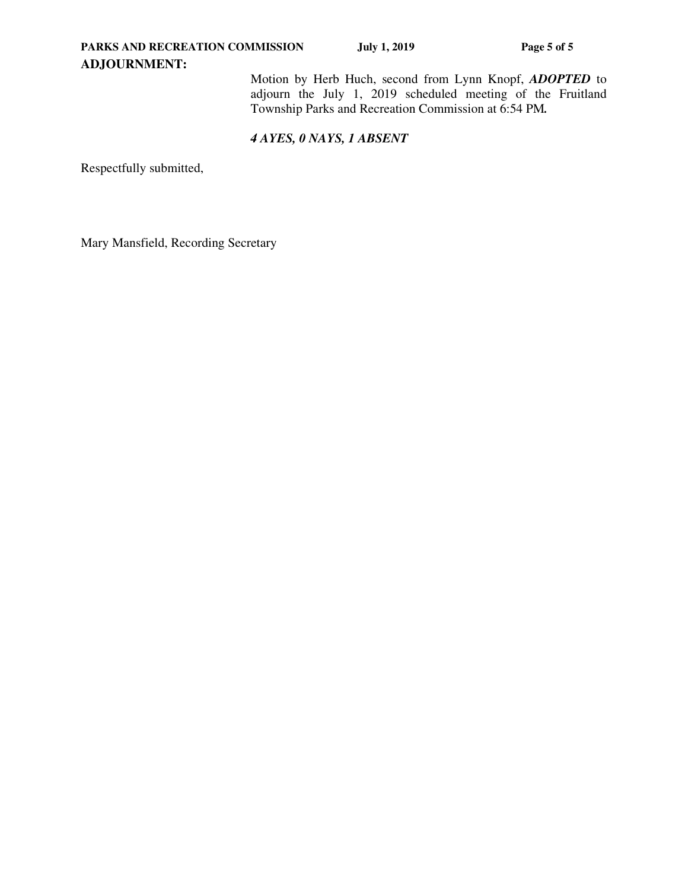**ADJOURNMENT:**

Motion by Herb Huch, second from Lynn Knopf, ***ADOPTED*** to adjourn the July 1, 2019 scheduled meeting of the Fruitland Township Parks and Recreation Commission at 6:54 PM.

***4 AYES, 0 NAYS, 1 ABSENT***

Respectfully submitted,

Mary Mansfield, Recording Secretary